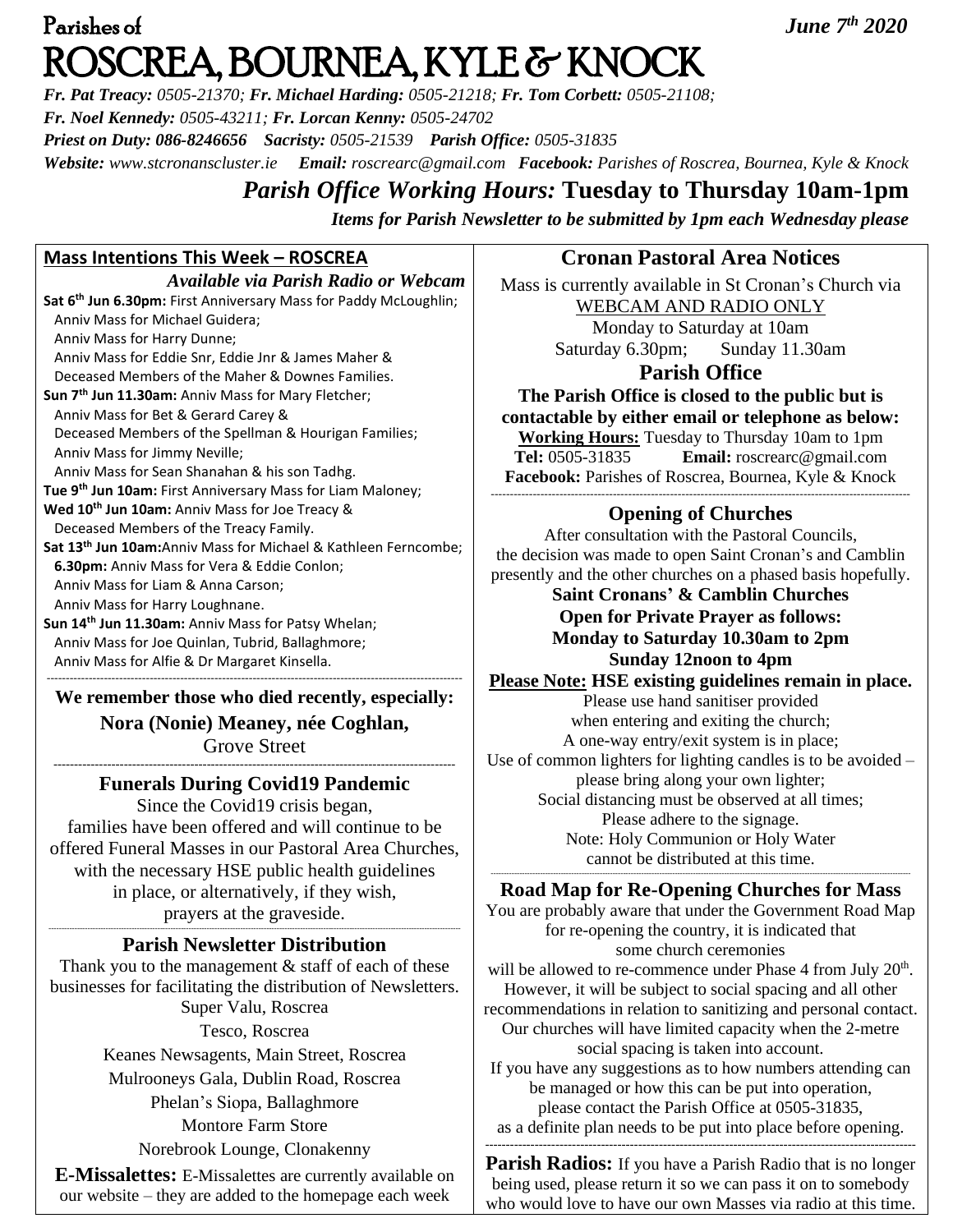# Parishes of ROSCREA, BOURNEA, KYLE & KNOCK

***June 7th 2020***

***Fr. Pat Treacy:** 0505-21370; **Fr. Michael Harding:** 0505-21218; **Fr. Tom Corbett:** 0505-21108;*
***Fr. Noel Kennedy:** 0505-43211; **Fr. Lorcan Kenny:** 0505-24702*
***Priest on Duty:** 086-8246656 **Sacristy:** 0505-21539 **Parish Office:** 0505-31835*
***Website:** www.stcronanscluster.ie **Email:** roscrearc@gmail.com **Facebook:** Parishes of Roscrea, Bournea, Kyle & Knock*

## *Parish Office Working Hours:* Tuesday to Thursday 10am-1pm

***Items for Parish Newsletter to be submitted by 1pm each Wednesday please***

## Mass Intentions This Week – ROSCREA

***Available via Parish Radio or Webcam***

**Sat 6th Jun 6.30pm:** First Anniversary Mass for Paddy McLoughlin;
Anniv Mass for Michael Guidera;
Anniv Mass for Harry Dunne;
Anniv Mass for Eddie Snr, Eddie Jnr & James Maher &
Deceased Members of the Maher & Downes Families.

**Sun 7th Jun 11.30am:** Anniv Mass for Mary Fletcher;
Anniv Mass for Bet & Gerard Carey &
Deceased Members of the Spellman & Hourigan Families;
Anniv Mass for Jimmy Neville;
Anniv Mass for Sean Shanahan & his son Tadhg.

**Tue 9th Jun 10am:** First Anniversary Mass for Liam Maloney;

**Wed 10th Jun 10am:** Anniv Mass for Joe Treacy &
Deceased Members of the Treacy Family.

**Sat 13th Jun 10am:** Anniv Mass for Michael & Kathleen Ferncombe;
**6.30pm:** Anniv Mass for Vera & Eddie Conlon;
Anniv Mass for Liam & Anna Carson;
Anniv Mass for Harry Loughnane.

**Sun 14th Jun 11.30am:** Anniv Mass for Patsy Whelan;
Anniv Mass for Joe Quinlan, Tubrid, Ballaghmore;
Anniv Mass for Alfie & Dr Margaret Kinsella.

---

**We remember those who died recently, especially:**

**Nora (Nonie) Meaney, née Coghlan,**
Grove Street

---

### Funerals During Covid19 Pandemic

Since the Covid19 crisis began, families have been offered and will continue to be offered Funeral Masses in our Pastoral Area Churches, with the necessary HSE public health guidelines in place, or alternatively, if they wish, prayers at the graveside.

---

### Parish Newsletter Distribution

Thank you to the management & staff of each of these businesses for facilitating the distribution of Newsletters.

Super Valu, Roscrea
Tesco, Roscrea
Keanes Newsagents, Main Street, Roscrea
Mulrooneys Gala, Dublin Road, Roscrea
Phelan's Siopa, Ballaghmore
Montore Farm Store
Norebrook Lounge, Clonakenny

**E-Missalettes:** E-Missalettes are currently available on our website – they are added to the homepage each week

## Cronan Pastoral Area Notices

Mass is currently available in St Cronan's Church via WEBCAM AND RADIO ONLY
Monday to Saturday at 10am
Saturday 6.30pm; Sunday 11.30am

### Parish Office

**The Parish Office is closed to the public but is contactable by either email or telephone as below:**
**Working Hours:** Tuesday to Thursday 10am to 1pm
**Tel:** 0505-31835 **Email:** roscrearc@gmail.com
**Facebook:** Parishes of Roscrea, Bournea, Kyle & Knock

---

### Opening of Churches

After consultation with the Pastoral Councils, the decision was made to open Saint Cronan's and Camblin presently and the other churches on a phased basis hopefully.

**Saint Cronans' & Camblin Churches**
**Open for Private Prayer as follows:**
**Monday to Saturday 10.30am to 2pm**
**Sunday 12noon to 4pm**

**Please Note: HSE existing guidelines remain in place.**
Please use hand sanitiser provided when entering and exiting the church;
A one-way entry/exit system is in place;
Use of common lighters for lighting candles is to be avoided – please bring along your own lighter;
Social distancing must be observed at all times;
Please adhere to the signage.
Note: Holy Communion or Holy Water cannot be distributed at this time.

---

### Road Map for Re-Opening Churches for Mass

You are probably aware that under the Government Road Map for re-opening the country, it is indicated that some church ceremonies will be allowed to re-commence under Phase 4 from July 20th. However, it will be subject to social spacing and all other recommendations in relation to sanitizing and personal contact. Our churches will have limited capacity when the 2-metre social spacing is taken into account.
If you have any suggestions as to how numbers attending can be managed or how this can be put into operation, please contact the Parish Office at 0505-31835, as a definite plan needs to be put into place before opening.

---

**Parish Radios:** If you have a Parish Radio that is no longer being used, please return it so we can pass it on to somebody who would love to have our own Masses via radio at this time.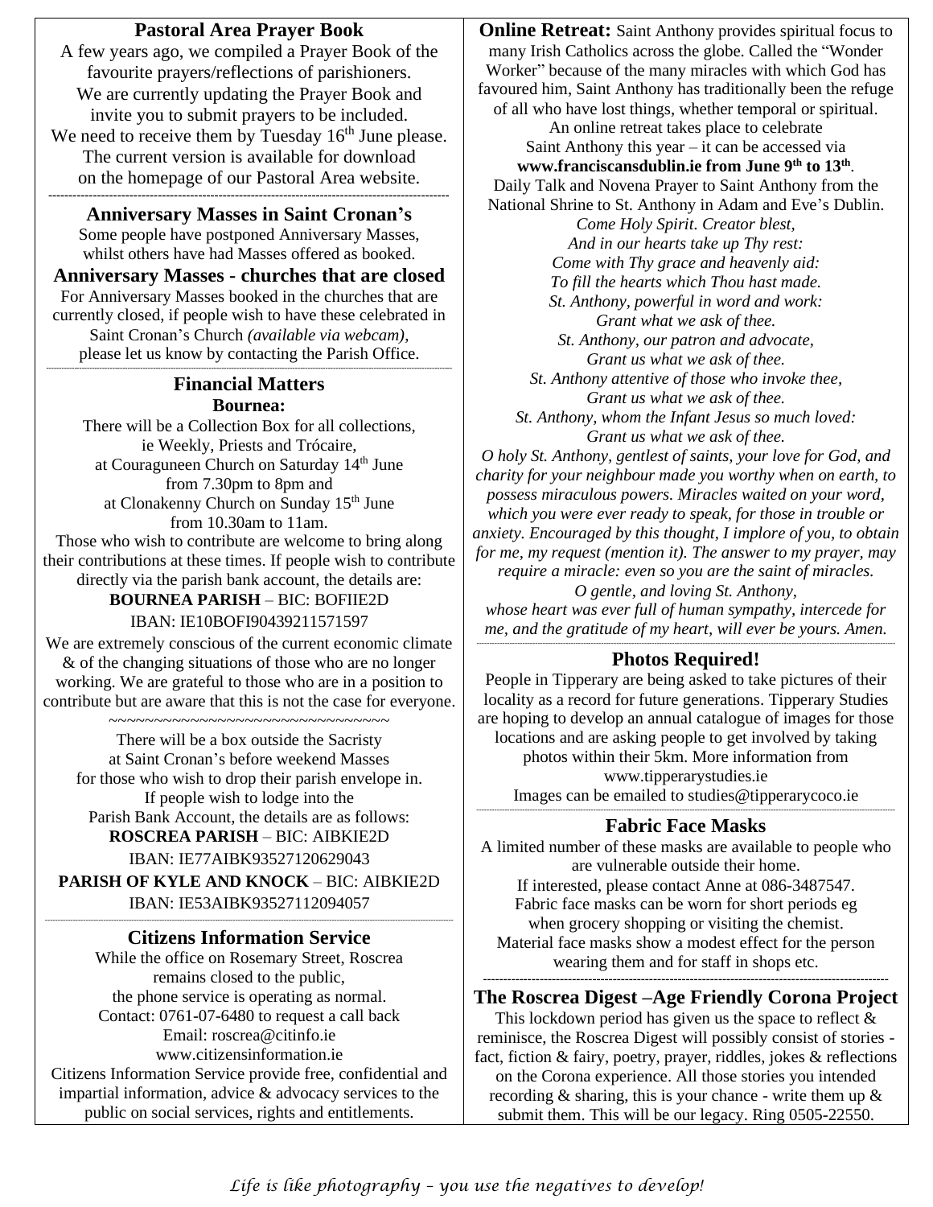## Pastoral Area Prayer Book

A few years ago, we compiled a Prayer Book of the favourite prayers/reflections of parishioners. We are currently updating the Prayer Book and invite you to submit prayers to be included. We need to receive them by Tuesday 16th June please. The current version is available for download on the homepage of our Pastoral Area website.

## Anniversary Masses in Saint Cronan's

Some people have postponed Anniversary Masses, whilst others have had Masses offered as booked.

## Anniversary Masses - churches that are closed

For Anniversary Masses booked in the churches that are currently closed, if people wish to have these celebrated in Saint Cronan's Church *(available via webcam)*, please let us know by contacting the Parish Office.

## Financial Matters

**Bournea:**

There will be a Collection Box for all collections, ie Weekly, Priests and Trócaire, at Couraguneen Church on Saturday 14th June from 7.30pm to 8pm and at Clonakenny Church on Sunday 15th June from 10.30am to 11am.

Those who wish to contribute are welcome to bring along their contributions at these times. If people wish to contribute directly via the parish bank account, the details are:

**BOURNEA PARISH** – BIC: BOFIIE2D
IBAN: IE10BOFI90439211571597

We are extremely conscious of the current economic climate & of the changing situations of those who are no longer working. We are grateful to those who are in a position to contribute but are aware that this is not the case for everyone.

~~~~~~~~~~~~~~~~~~~~~~~~~~~~~~~~

There will be a box outside the Sacristy at Saint Cronan's before weekend Masses for those who wish to drop their parish envelope in. If people wish to lodge into the Parish Bank Account, the details are as follows:

**ROSCREA PARISH** – BIC: AIBKIE2D
IBAN: IE77AIBK93527120629043

**PARISH OF KYLE AND KNOCK** – BIC: AIBKIE2D
IBAN: IE53AIBK93527112094057

## Citizens Information Service

While the office on Rosemary Street, Roscrea remains closed to the public, the phone service is operating as normal.
Contact: 0761-07-6480 to request a call back
Email: roscrea@citinfo.ie
www.citizensinformation.ie
Citizens Information Service provide free, confidential and impartial information, advice & advocacy services to the public on social services, rights and entitlements.

**Online Retreat:** Saint Anthony provides spiritual focus to many Irish Catholics across the globe. Called the "Wonder Worker" because of the many miracles with which God has favoured him, Saint Anthony has traditionally been the refuge of all who have lost things, whether temporal or spiritual. An online retreat takes place to celebrate Saint Anthony this year – it can be accessed via **www.franciscansdublin.ie from June 9th to 13th**. Daily Talk and Novena Prayer to Saint Anthony from the National Shrine to St. Anthony in Adam and Eve's Dublin.

*Come Holy Spirit. Creator blest,*
*And in our hearts take up Thy rest:*
*Come with Thy grace and heavenly aid:*
*To fill the hearts which Thou hast made.*
*St. Anthony, powerful in word and work:*
*Grant what we ask of thee.*
*St. Anthony, our patron and advocate,*
*Grant us what we ask of thee.*
*St. Anthony attentive of those who invoke thee,*
*Grant us what we ask of thee.*
*St. Anthony, whom the Infant Jesus so much loved:*
*Grant us what we ask of thee.*
*O holy St. Anthony, gentlest of saints, your love for God, and charity for your neighbour made you worthy when on earth, to possess miraculous powers. Miracles waited on your word, which you were ever ready to speak, for those in trouble or anxiety. Encouraged by this thought, I implore of you, to obtain for me, my request (mention it). The answer to my prayer, may require a miracle: even so you are the saint of miracles.*
*O gentle, and loving St. Anthony,*
*whose heart was ever full of human sympathy, intercede for me, and the gratitude of my heart, will ever be yours. Amen.*

## Photos Required!

People in Tipperary are being asked to take pictures of their locality as a record for future generations. Tipperary Studies are hoping to develop an annual catalogue of images for those locations and are asking people to get involved by taking photos within their 5km. More information from www.tipperarystudies.ie
Images can be emailed to studies@tipperarycoco.ie

## Fabric Face Masks

A limited number of these masks are available to people who are vulnerable outside their home.
If interested, please contact Anne at 086-3487547.
Fabric face masks can be worn for short periods eg when grocery shopping or visiting the chemist.
Material face masks show a modest effect for the person wearing them and for staff in shops etc.

## The Roscrea Digest –Age Friendly Corona Project

This lockdown period has given us the space to reflect & reminisce, the Roscrea Digest will possibly consist of stories - fact, fiction & fairy, poetry, prayer, riddles, jokes & reflections on the Corona experience. All those stories you intended recording & sharing, this is your chance - write them up & submit them. This will be our legacy. Ring 0505-22550.

*Life is like photography – you use the negatives to develop!*